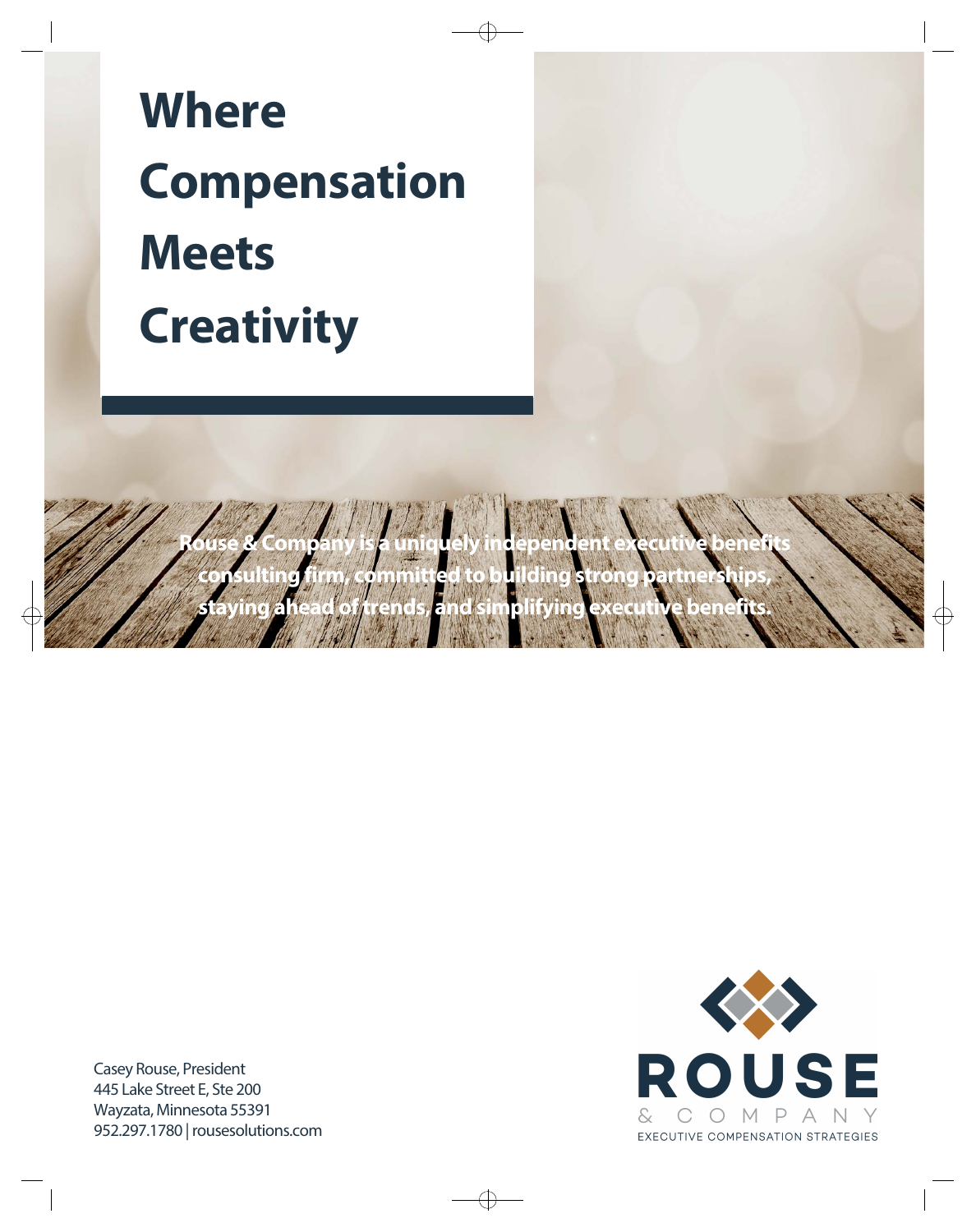# Where Compensation Meets Creativity

**Rouse & Company is a uniquely independent executive benefits consulting firm, committed to building strong partnerships, staying ahead of trends, and simplifying executive benefits.**

Casey Rouse, President
445 Lake Street E, Ste 200
Wayzata, Minnesota 55391
952.297.1780 | rousesolutions.com

ROUSE
& COMPANY
EXECUTIVE COMPENSATION STRATEGIES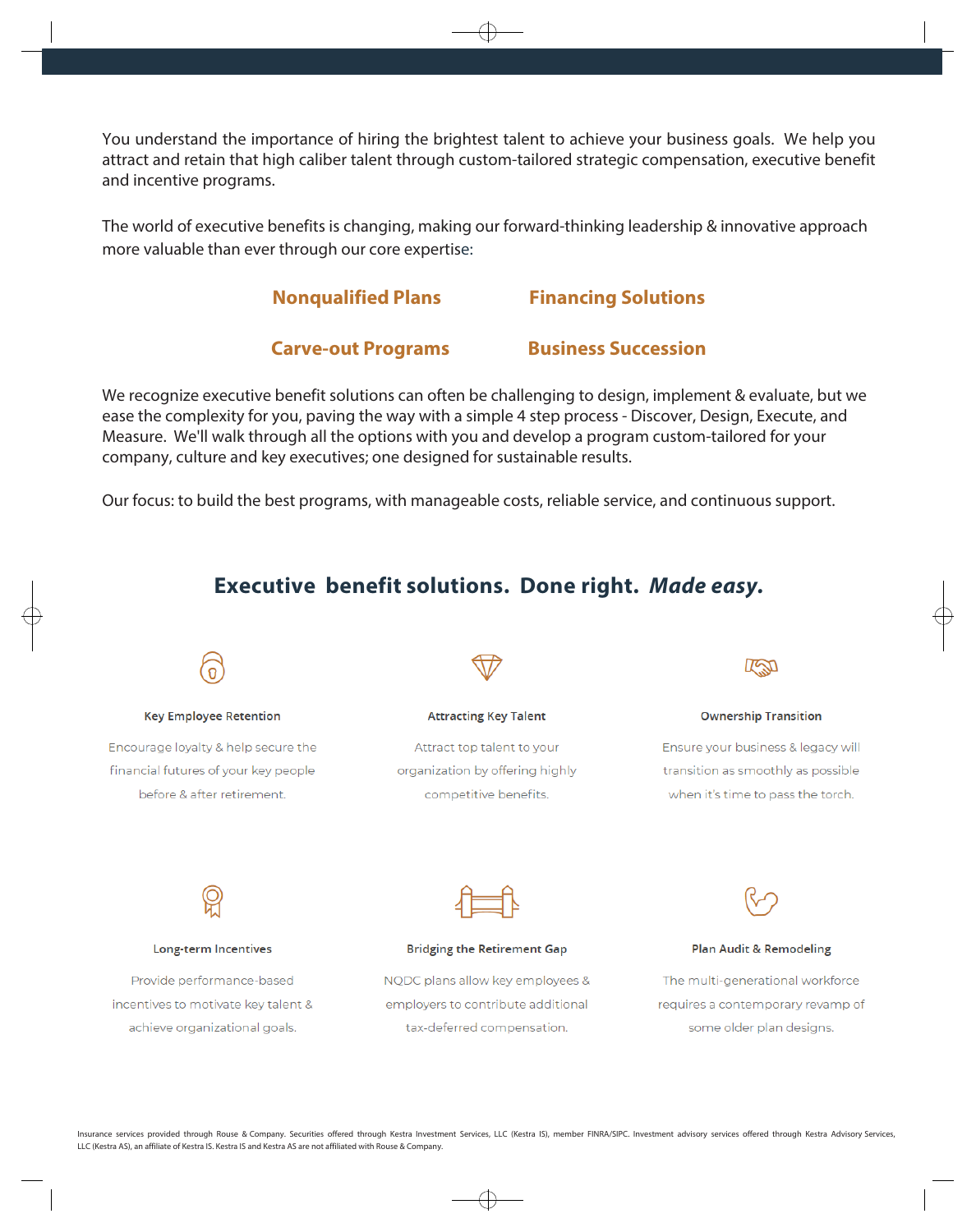You understand the importance of hiring the brightest talent to achieve your business goals. We help you attract and retain that high caliber talent through custom-tailored strategic compensation, executive benefit and incentive programs.

The world of executive benefits is changing, making our forward-thinking leadership & innovative approach more valuable than ever through our core expertise:

**Nonqualified Plans** | **Financing Solutions**

**Carve-out Programs** | **Business Succession**

We recognize executive benefit solutions can often be challenging to design, implement & evaluate, but we ease the complexity for you, paving the way with a simple 4 step process - Discover, Design, Execute, and Measure. We'll walk through all the options with you and develop a program custom-tailored for your company, culture and key executives; one designed for sustainable results.

Our focus: to build the best programs, with manageable costs, reliable service, and continuous support.

## Executive benefit solutions. Done right. *Made easy.*

### Key Employee Retention

Encourage loyalty & help secure the financial futures of your key people before & after retirement.

### Attracting Key Talent

Attract top talent to your organization by offering highly competitive benefits.

### Ownership Transition

Ensure your business & legacy will transition as smoothly as possible when it's time to pass the torch.

### Long-term Incentives

Provide performance-based incentives to motivate key talent & achieve organizational goals.

### Bridging the Retirement Gap

NQDC plans allow key employees & employers to contribute additional tax-deferred compensation.

### Plan Audit & Remodeling

The multi-generational workforce requires a contemporary revamp of some older plan designs.

Insurance services provided through Rouse & Company. Securities offered through Kestra Investment Services, LLC (Kestra IS), member FINRA/SIPC. Investment advisory services offered through Kestra Advisory Services, LLC (Kestra AS), an affiliate of Kestra IS. Kestra IS and Kestra AS are not affiliated with Rouse & Company.